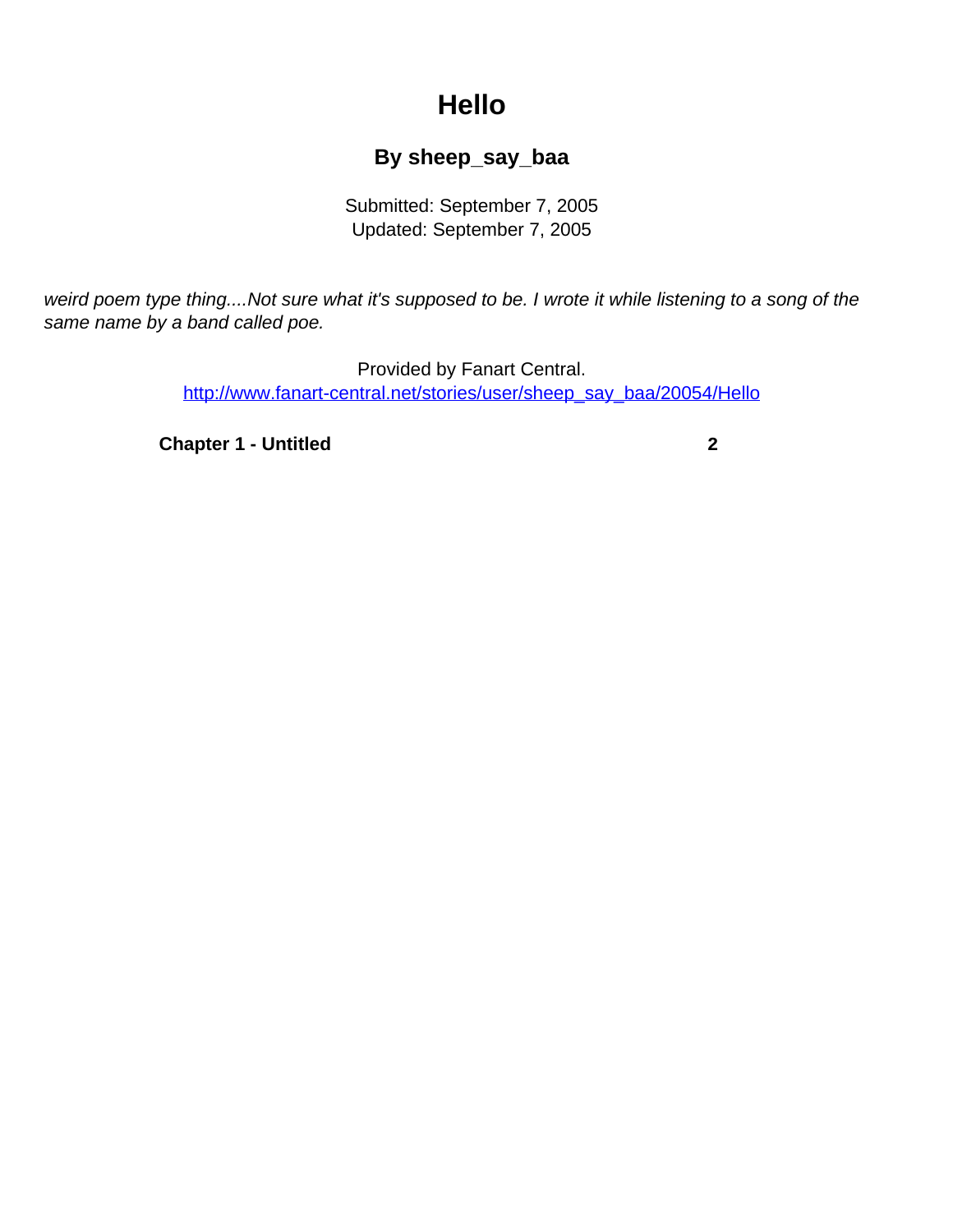# Hello

### By sheep_say_baa

Submitted: September 7, 2005
Updated: September 7, 2005

*weird poem type thing....Not sure what it's supposed to be. I wrote it while listening to a song of the same name by a band called poe.*

Provided by Fanart Central.
http://www.fanart-central.net/stories/user/sheep_say_baa/20054/Hello

**Chapter 1 - Untitled** **2**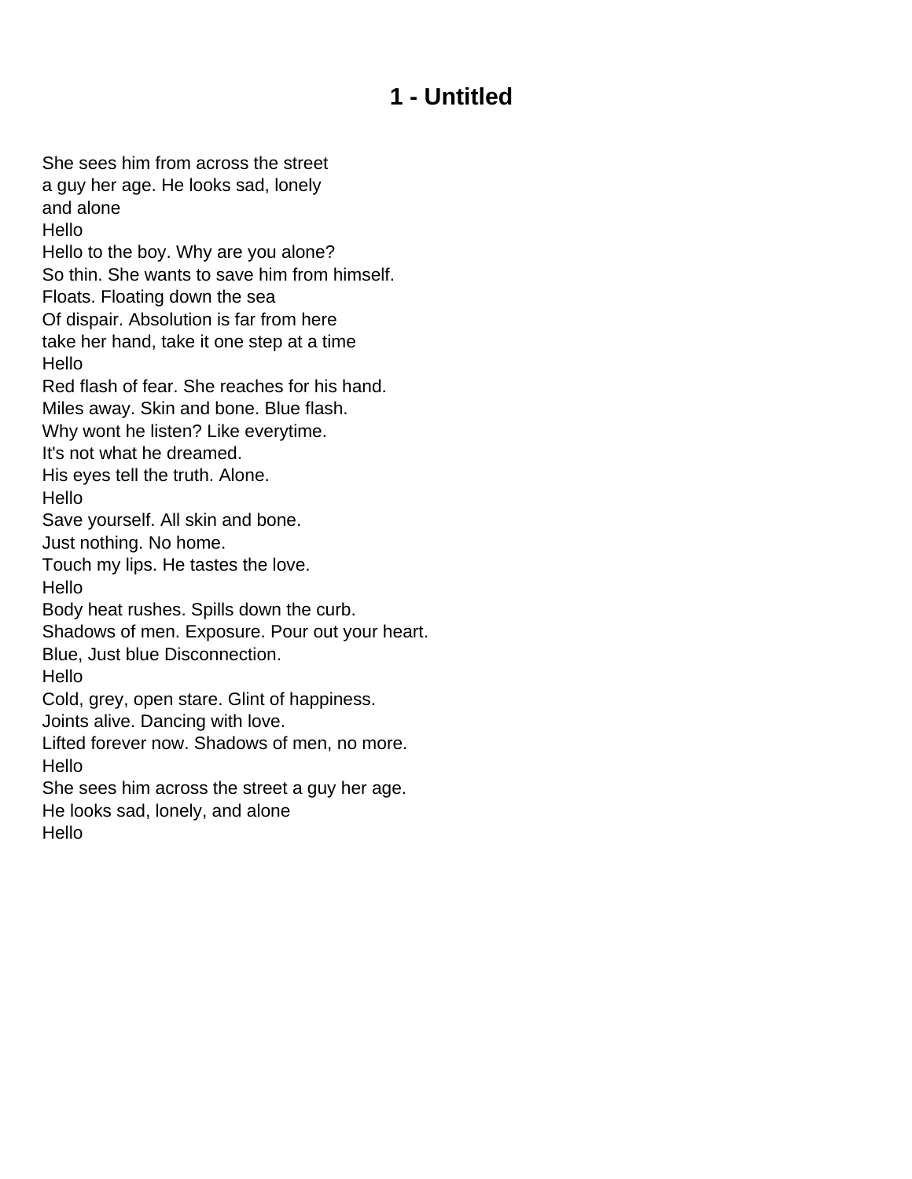# 1 - Untitled

She sees him from across the street
a guy her age. He looks sad, lonely
and alone
Hello
Hello to the boy. Why are you alone?
So thin. She wants to save him from himself.
Floats. Floating down the sea
Of dispair. Absolution is far from here
take her hand, take it one step at a time
Hello
Red flash of fear. She reaches for his hand.
Miles away. Skin and bone. Blue flash.
Why wont he listen? Like everytime.
It's not what he dreamed.
His eyes tell the truth. Alone.
Hello
Save yourself. All skin and bone.
Just nothing. No home.
Touch my lips. He tastes the love.
Hello
Body heat rushes. Spills down the curb.
Shadows of men. Exposure. Pour out your heart.
Blue, Just blue Disconnection.
Hello
Cold, grey, open stare. Glint of happiness.
Joints alive. Dancing with love.
Lifted forever now. Shadows of men, no more.
Hello
She sees him across the street a guy her age.
He looks sad, lonely, and alone
Hello